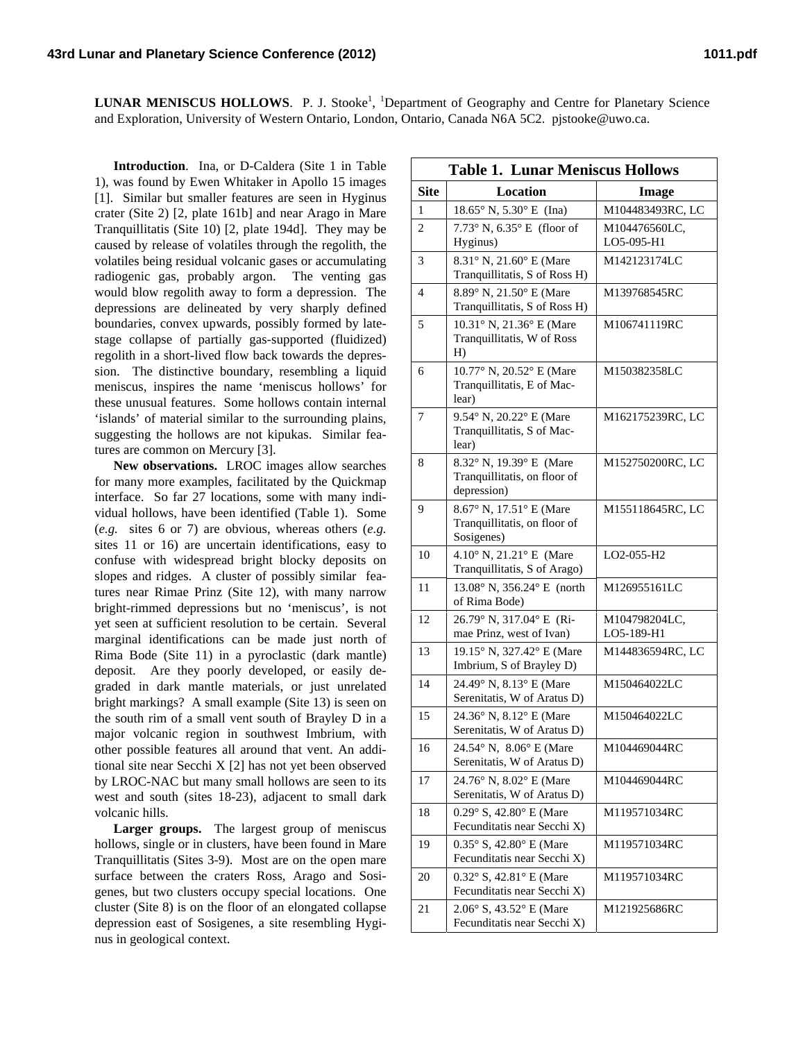**LUNAR MENISCUS HOLLOWS**. P. J. Stooke[1], [1]Department of Geography and Centre for Planetary Science and Exploration, University of Western Ontario, London, Ontario, Canada N6A 5C2. pjstooke@uwo.ca.

**Introduction**. Ina, or D-Caldera (Site 1 in Table 1), was found by Ewen Whitaker in Apollo 15 images [1]. Similar but smaller features are seen in Hyginus crater (Site 2) [2, plate 161b] and near Arago in Mare Tranquillitatis (Site 10) [2, plate 194d]. They may be caused by release of volatiles through the regolith, the volatiles being residual volcanic gases or accumulating radiogenic gas, probably argon. The venting gas would blow regolith away to form a depression. The depressions are delineated by very sharply defined boundaries, convex upwards, possibly formed by late-stage collapse of partially gas-supported (fluidized) regolith in a short-lived flow back towards the depression. The distinctive boundary, resembling a liquid meniscus, inspires the name 'meniscus hollows' for these unusual features. Some hollows contain internal 'islands' of material similar to the surrounding plains, suggesting the hollows are not kipukas. Similar features are common on Mercury [3].

**New observations.** LROC images allow searches for many more examples, facilitated by the Quickmap interface. So far 27 locations, some with many individual hollows, have been identified (Table 1). Some (*e.g.* sites 6 or 7) are obvious, whereas others (*e.g.* sites 11 or 16) are uncertain identifications, easy to confuse with widespread bright blocky deposits on slopes and ridges. A cluster of possibly similar features near Rimae Prinz (Site 12), with many narrow bright-rimmed depressions but no 'meniscus', is not yet seen at sufficient resolution to be certain. Several marginal identifications can be made just north of Rima Bode (Site 11) in a pyroclastic (dark mantle) deposit. Are they poorly developed, or easily degraded in dark mantle materials, or just unrelated bright markings? A small example (Site 13) is seen on the south rim of a small vent south of Brayley D in a major volcanic region in southwest Imbrium, with other possible features all around that vent. An additional site near Secchi X [2] has not yet been observed by LROC-NAC but many small hollows are seen to its west and south (sites 18-23), adjacent to small dark volcanic hills.

**Larger groups.** The largest group of meniscus hollows, single or in clusters, have been found in Mare Tranquillitatis (Sites 3-9). Most are on the open mare surface between the craters Ross, Arago and Sosigenes, but two clusters occupy special locations. One cluster (Site 8) is on the floor of an elongated collapse depression east of Sosigenes, a site resembling Hyginus in geological context.

**Table 1. Lunar Meniscus Hollows**

| Site | Location | Image |
|---|---|---|
| 1 | 18.65° N, 5.30° E (Ina) | M104483493RC, LC |
| 2 | 7.73° N, 6.35° E (floor of Hyginus) | M104476560LC, LO5-095-H1 |
| 3 | 8.31° N, 21.60° E (Mare Tranquillitatis, S of Ross H) | M142123174LC |
| 4 | 8.89° N, 21.50° E (Mare Tranquillitatis, S of Ross H) | M139768545RC |
| 5 | 10.31° N, 21.36° E (Mare Tranquillitatis, W of Ross H) | M106741119RC |
| 6 | 10.77° N, 20.52° E (Mare Tranquillitatis, E of Maclear) | M150382358LC |
| 7 | 9.54° N, 20.22° E (Mare Tranquillitatis, S of Maclear) | M162175239RC, LC |
| 8 | 8.32° N, 19.39° E (Mare Tranquillitatis, on floor of depression) | M152750200RC, LC |
| 9 | 8.67° N, 17.51° E (Mare Tranquillitatis, on floor of Sosigenes) | M155118645RC, LC |
| 10 | 4.10° N, 21.21° E (Mare Tranquillitatis, S of Arago) | LO2-055-H2 |
| 11 | 13.08° N, 356.24° E (north of Rima Bode) | M126955161LC |
| 12 | 26.79° N, 317.04° E (Rimae Prinz, west of Ivan) | M104798204LC, LO5-189-H1 |
| 13 | 19.15° N, 327.42° E (Mare Imbrium, S of Brayley D) | M144836594RC, LC |
| 14 | 24.49° N, 8.13° E (Mare Serenitatis, W of Aratus D) | M150464022LC |
| 15 | 24.36° N, 8.12° E (Mare Serenitatis, W of Aratus D) | M150464022LC |
| 16 | 24.54° N, 8.06° E (Mare Serenitatis, W of Aratus D) | M104469044RC |
| 17 | 24.76° N, 8.02° E (Mare Serenitatis, W of Aratus D) | M104469044RC |
| 18 | 0.29° S, 42.80° E (Mare Fecunditatis near Secchi X) | M119571034RC |
| 19 | 0.35° S, 42.80° E (Mare Fecunditatis near Secchi X) | M119571034RC |
| 20 | 0.32° S, 42.81° E (Mare Fecunditatis near Secchi X) | M119571034RC |
| 21 | 2.06° S, 43.52° E (Mare Fecunditatis near Secchi X) | M121925686RC |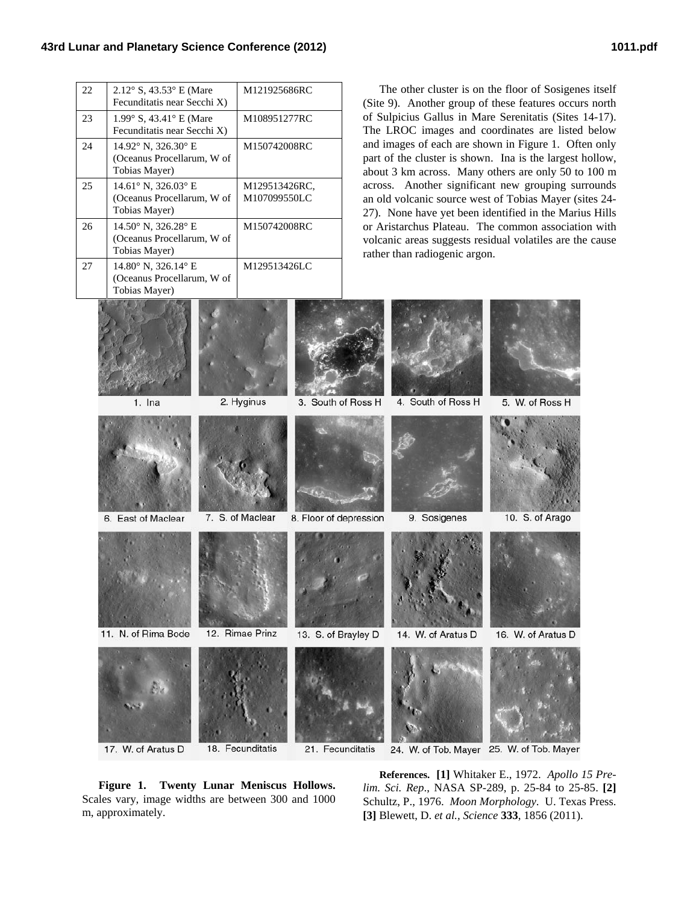| | | |
|---|---|---|
| 22 | 2.12° S, 43.53° E (Mare Fecunditatis near Secchi X) | M121925686RC |
| 23 | 1.99° S, 43.41° E (Mare Fecunditatis near Secchi X) | M108951277RC |
| 24 | 14.92° N, 326.30° E (Oceanus Procellarum, W of Tobias Mayer) | M150742008RC |
| 25 | 14.61° N, 326.03° E (Oceanus Procellarum, W of Tobias Mayer) | M129513426RC, M107099550LC |
| 26 | 14.50° N, 326.28° E (Oceanus Procellarum, W of Tobias Mayer) | M150742008RC |
| 27 | 14.80° N, 326.14° E (Oceanus Procellarum, W of Tobias Mayer) | M129513426LC |

The other cluster is on the floor of Sosigenes itself (Site 9). Another group of these features occurs north of Sulpicius Gallus in Mare Serenitatis (Sites 14-17). The LROC images and coordinates are listed below and images of each are shown in Figure 1. Often only part of the cluster is shown. Ina is the largest hollow, about 3 km across. Many others are only 50 to 100 m across. Another significant new grouping surrounds an old volcanic source west of Tobias Mayer (sites 24-27). None have yet been identified in the Marius Hills or Aristarchus Plateau. The common association with volcanic areas suggests residual volatiles are the cause rather than radiogenic argon.

1. Ina
2. Hyginus
3. South of Ross H
4. South of Ross H
5. W. of Ross H
6. East of Maclear
7. S. of Maclear
8. Floor of depression
9. Sosigenes
10. S. of Arago
11. N. of Rima Bode
12. Rimae Prinz
13. S. of Brayley D
14. W. of Aratus D
16. W. of Aratus D
17. W. of Aratus D
18. Fecunditatis
21. Fecunditatis
24. W. of Tob. Mayer
25. W. of Tob. Mayer

**Figure 1. Twenty Lunar Meniscus Hollows.** Scales vary, image widths are between 300 and 1000 m, approximately.

**References.** **[1]** Whitaker E., 1972. *Apollo 15 Prelim. Sci. Rep.*, NASA SP-289, p. 25-84 to 25-85. **[2]** Schultz, P., 1976. *Moon Morphology*. U. Texas Press. **[3]** Blewett, D. *et al.*, *Science* **333**, 1856 (2011).